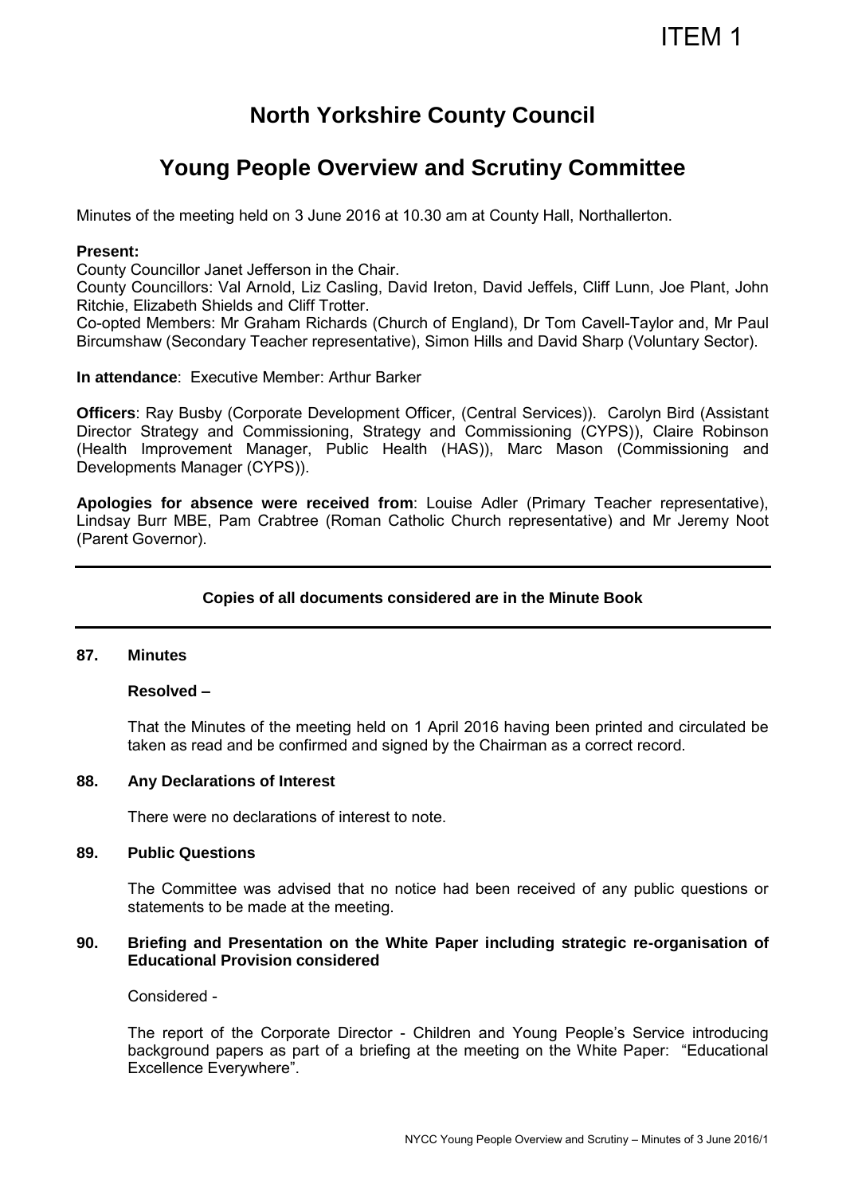ITEM 1

# North Yorkshire County Council

## Young People Overview and Scrutiny Committee

Minutes of the meeting held on 3 June 2016 at 10.30 am at County Hall, Northallerton.

**Present:**

County Councillor Janet Jefferson in the Chair.

County Councillors: Val Arnold, Liz Casling, David Ireton, David Jeffels, Cliff Lunn, Joe Plant, John Ritchie, Elizabeth Shields and Cliff Trotter.

Co-opted Members: Mr Graham Richards (Church of England), Dr Tom Cavell-Taylor and, Mr Paul Bircumshaw (Secondary Teacher representative), Simon Hills and David Sharp (Voluntary Sector).

**In attendance**: Executive Member: Arthur Barker

**Officers**: Ray Busby (Corporate Development Officer, (Central Services)). Carolyn Bird (Assistant Director Strategy and Commissioning, Strategy and Commissioning (CYPS)), Claire Robinson (Health Improvement Manager, Public Health (HAS)), Marc Mason (Commissioning and Developments Manager (CYPS)).

**Apologies for absence were received from**: Louise Adler (Primary Teacher representative), Lindsay Burr MBE, Pam Crabtree (Roman Catholic Church representative) and Mr Jeremy Noot (Parent Governor).

---

**Copies of all documents considered are in the Minute Book**

---

**87. Minutes**

**Resolved –**

That the Minutes of the meeting held on 1 April 2016 having been printed and circulated be taken as read and be confirmed and signed by the Chairman as a correct record.

**88. Any Declarations of Interest**

There were no declarations of interest to note.

**89. Public Questions**

The Committee was advised that no notice had been received of any public questions or statements to be made at the meeting.

**90. Briefing and Presentation on the White Paper including strategic re-organisation of Educational Provision considered**

Considered -

The report of the Corporate Director - Children and Young People's Service introducing background papers as part of a briefing at the meeting on the White Paper: "Educational Excellence Everywhere".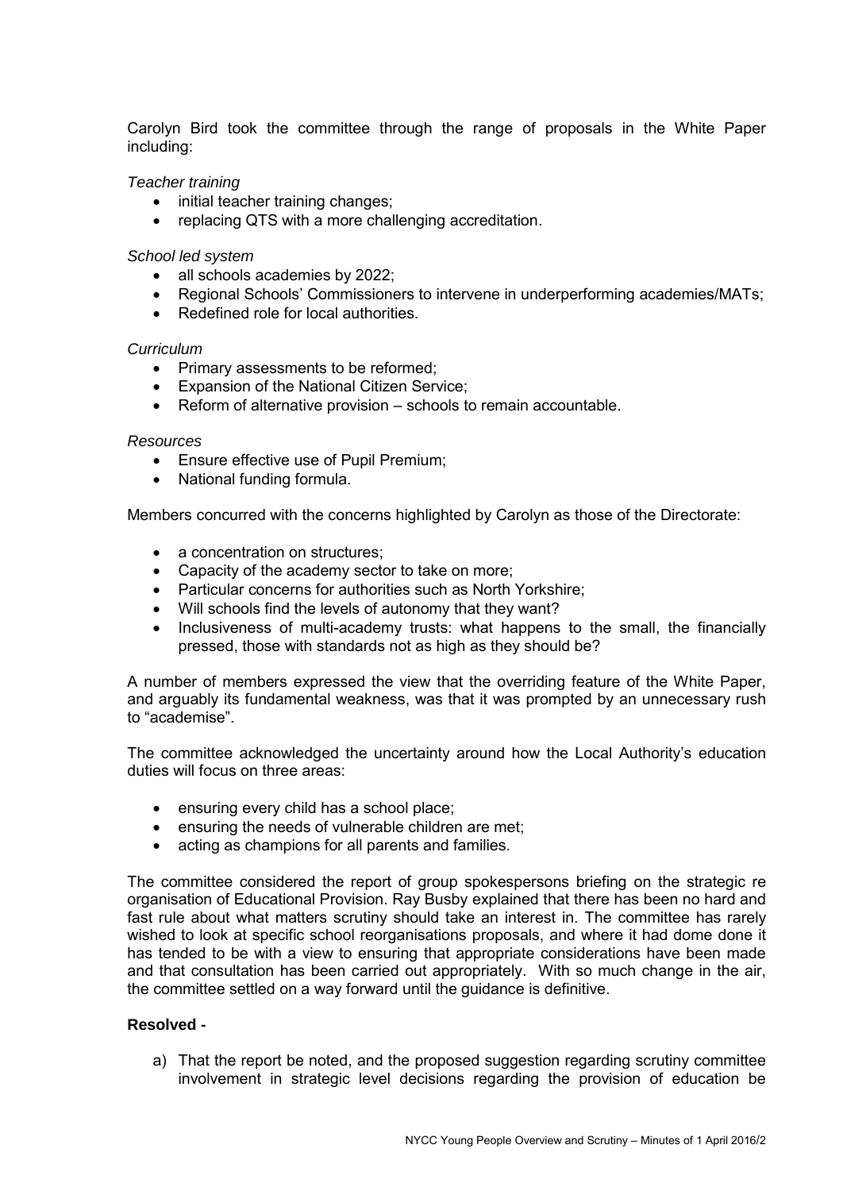Carolyn Bird took the committee through the range of proposals in the White Paper including:

*Teacher training*

- initial teacher training changes;
- replacing QTS with a more challenging accreditation.

*School led system*

- all schools academies by 2022;
- Regional Schools' Commissioners to intervene in underperforming academies/MATs;
- Redefined role for local authorities.

*Curriculum*

- Primary assessments to be reformed;
- Expansion of the National Citizen Service;
- Reform of alternative provision – schools to remain accountable.

*Resources*

- Ensure effective use of Pupil Premium;
- National funding formula.

Members concurred with the concerns highlighted by Carolyn as those of the Directorate:

- a concentration on structures;
- Capacity of the academy sector to take on more;
- Particular concerns for authorities such as North Yorkshire;
- Will schools find the levels of autonomy that they want?
- Inclusiveness of multi-academy trusts: what happens to the small, the financially pressed, those with standards not as high as they should be?

A number of members expressed the view that the overriding feature of the White Paper, and arguably its fundamental weakness, was that it was prompted by an unnecessary rush to "academise".

The committee acknowledged the uncertainty around how the Local Authority's education duties will focus on three areas:

- ensuring every child has a school place;
- ensuring the needs of vulnerable children are met;
- acting as champions for all parents and families.

The committee considered the report of group spokespersons briefing on the strategic re organisation of Educational Provision. Ray Busby explained that there has been no hard and fast rule about what matters scrutiny should take an interest in. The committee has rarely wished to look at specific school reorganisations proposals, and where it had dome done it has tended to be with a view to ensuring that appropriate considerations have been made and that consultation has been carried out appropriately. With so much change in the air, the committee settled on a way forward until the guidance is definitive.

**Resolved -**

a) That the report be noted, and the proposed suggestion regarding scrutiny committee involvement in strategic level decisions regarding the provision of education be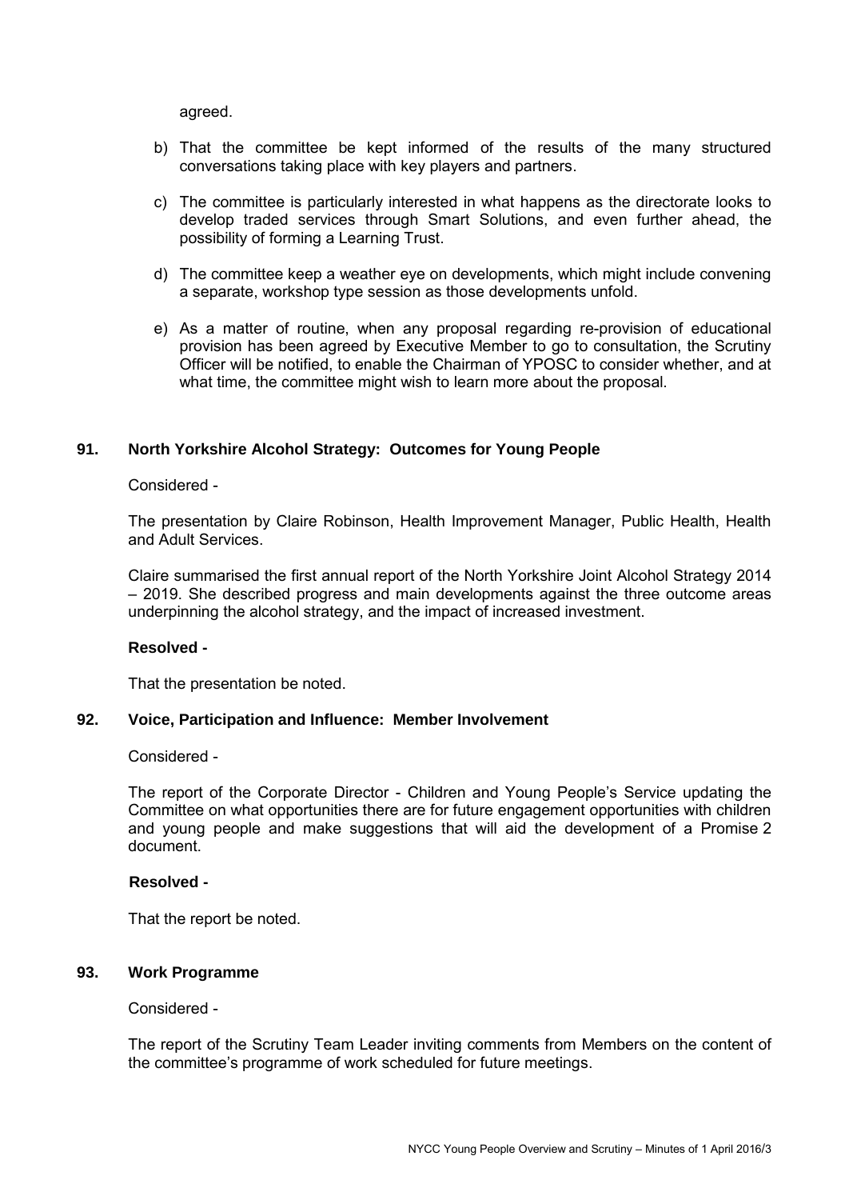agreed.

b) That the committee be kept informed of the results of the many structured conversations taking place with key players and partners.

c) The committee is particularly interested in what happens as the directorate looks to develop traded services through Smart Solutions, and even further ahead, the possibility of forming a Learning Trust.

d) The committee keep a weather eye on developments, which might include convening a separate, workshop type session as those developments unfold.

e) As a matter of routine, when any proposal regarding re-provision of educational provision has been agreed by Executive Member to go to consultation, the Scrutiny Officer will be notified, to enable the Chairman of YPOSC to consider whether, and at what time, the committee might wish to learn more about the proposal.

### 91. North Yorkshire Alcohol Strategy: Outcomes for Young People

Considered -

The presentation by Claire Robinson, Health Improvement Manager, Public Health, Health and Adult Services.

Claire summarised the first annual report of the North Yorkshire Joint Alcohol Strategy 2014 – 2019. She described progress and main developments against the three outcome areas underpinning the alcohol strategy, and the impact of increased investment.

**Resolved -**

That the presentation be noted.

### 92. Voice, Participation and Influence: Member Involvement

Considered -

The report of the Corporate Director - Children and Young People's Service updating the Committee on what opportunities there are for future engagement opportunities with children and young people and make suggestions that will aid the development of a Promise 2 document.

**Resolved -**

That the report be noted.

### 93. Work Programme

Considered -

The report of the Scrutiny Team Leader inviting comments from Members on the content of the committee's programme of work scheduled for future meetings.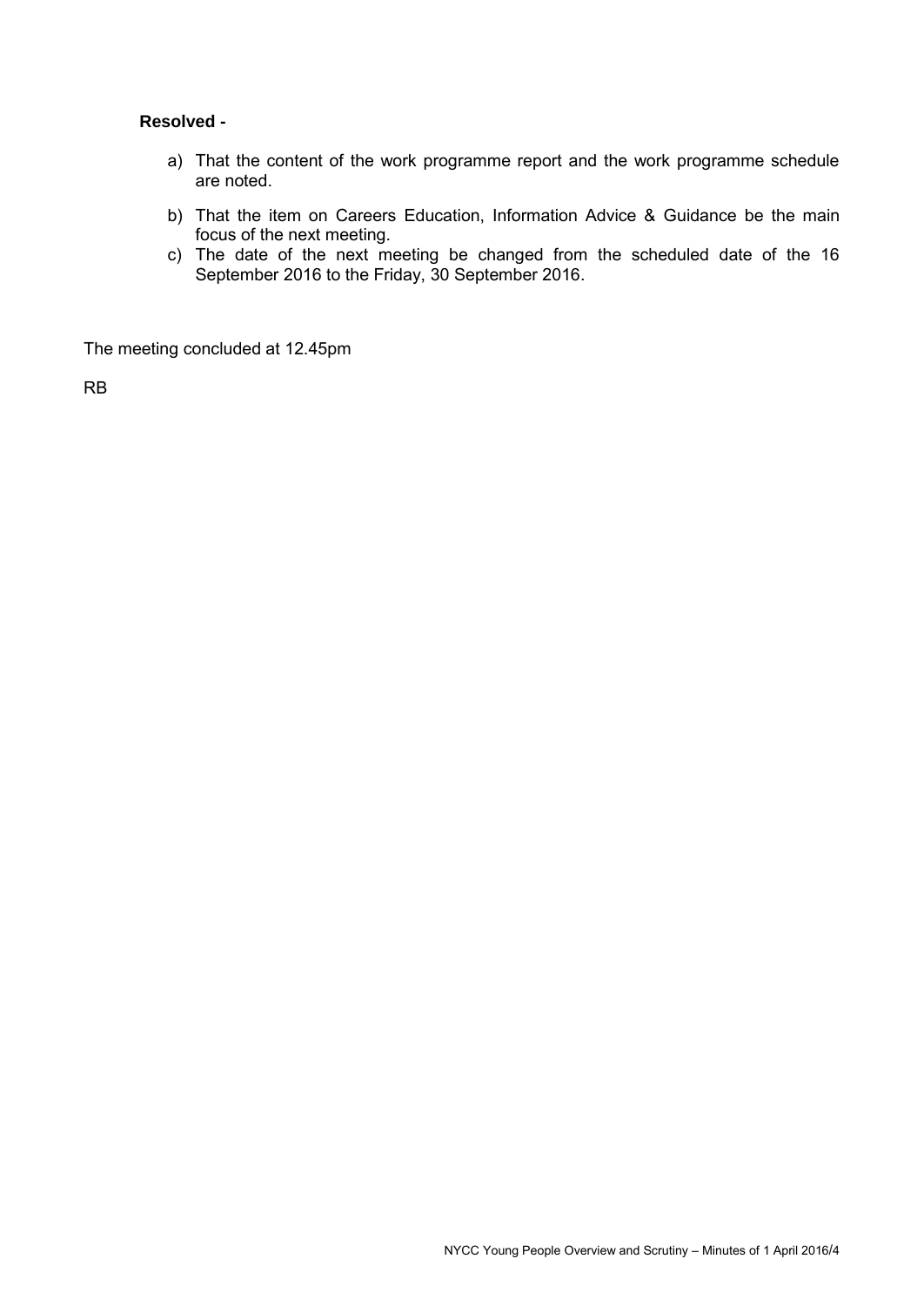**Resolved -**

a) That the content of the work programme report and the work programme schedule are noted.

b) That the item on Careers Education, Information Advice & Guidance be the main focus of the next meeting.

c) The date of the next meeting be changed from the scheduled date of the 16 September 2016 to the Friday, 30 September 2016.

The meeting concluded at 12.45pm

RB